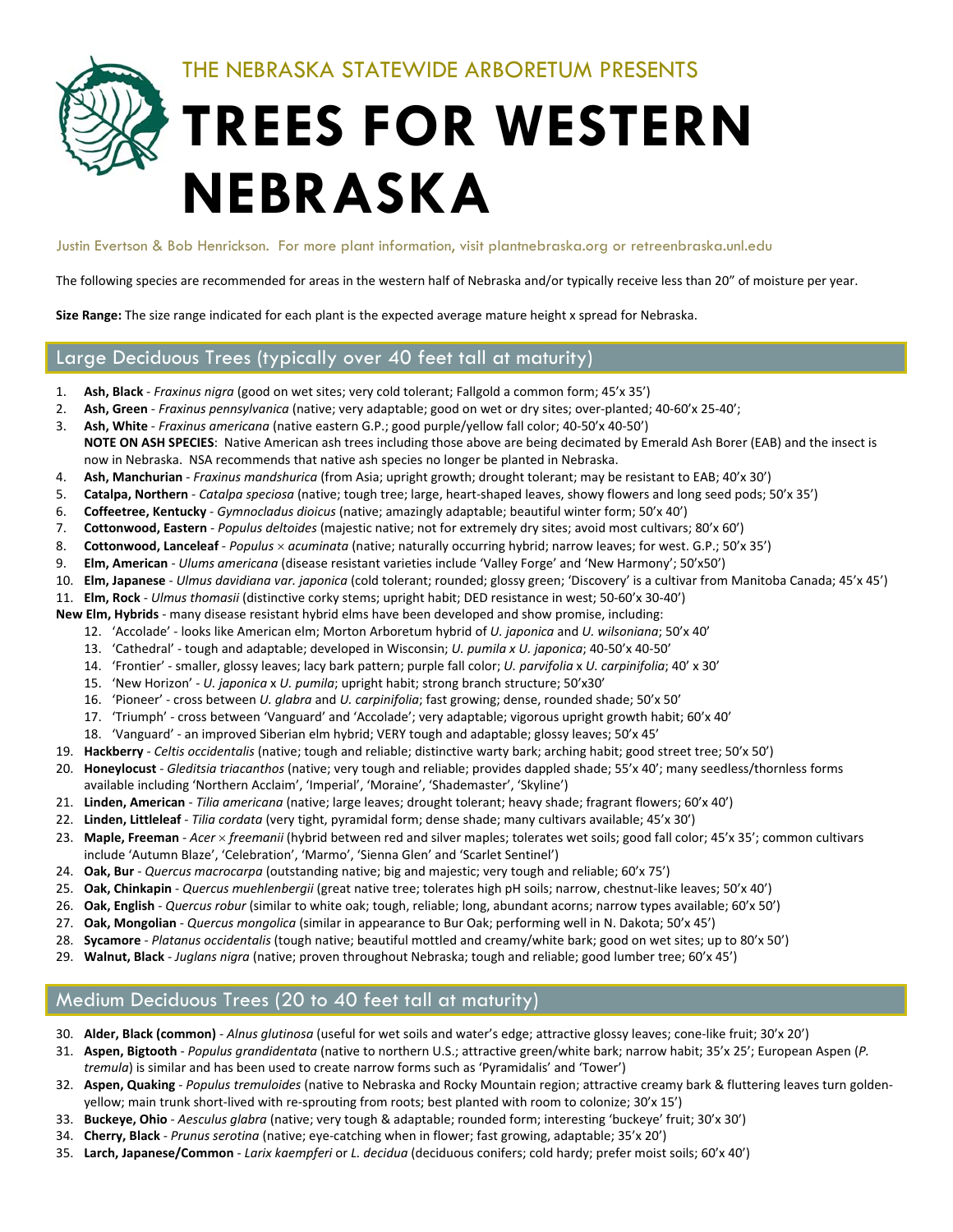THE NEBRASKA STATEWIDE ARBORETUM PRESENTS

# TREES FOR WESTERN NEBRASKA

Justin Evertson & Bob Henrickson. For more plant information, visit plantnebraska.org or retreenbraska.unl.edu

The following species are recommended for areas in the western half of Nebraska and/or typically receive less than 20" of moisture per year.

**Size Range:** The size range indicated for each plant is the expected average mature height x spread for Nebraska.

## Large Deciduous Trees (typically over 40 feet tall at maturity)

1. **Ash, Black** - *Fraxinus nigra* (good on wet sites; very cold tolerant; Fallgold a common form; 45'x 35')
2. **Ash, Green** - *Fraxinus pennsylvanica* (native; very adaptable; good on wet or dry sites; over-planted; 40-60'x 25-40';
3. **Ash, White** - *Fraxinus americana* (native eastern G.P.; good purple/yellow fall color; 40-50'x 40-50')
   **NOTE ON ASH SPECIES**: Native American ash trees including those above are being decimated by Emerald Ash Borer (EAB) and the insect is now in Nebraska. NSA recommends that native ash species no longer be planted in Nebraska.
4. **Ash, Manchurian** - *Fraxinus mandshurica* (from Asia; upright growth; drought tolerant; may be resistant to EAB; 40'x 30')
5. **Catalpa, Northern** - *Catalpa speciosa* (native; tough tree; large, heart-shaped leaves, showy flowers and long seed pods; 50'x 35')
6. **Coffeetree, Kentucky** - *Gymnocladus dioicus* (native; amazingly adaptable; beautiful winter form; 50'x 40')
7. **Cottonwood, Eastern** - *Populus deltoides* (majestic native; not for extremely dry sites; avoid most cultivars; 80'x 60')
8. **Cottonwood, Lanceleaf** - *Populus × acuminata* (native; naturally occurring hybrid; narrow leaves; for west. G.P.; 50'x 35')
9. **Elm, American** - *Ulums americana* (disease resistant varieties include 'Valley Forge' and 'New Harmony'; 50'x50')
10. **Elm, Japanese** - *Ulmus davidiana var. japonica* (cold tolerant; rounded; glossy green; 'Discovery' is a cultivar from Manitoba Canada; 45'x 45')
11. **Elm, Rock** - *Ulmus thomasii* (distinctive corky stems; upright habit; DED resistance in west; 50-60'x 30-40')

**New Elm, Hybrids** - many disease resistant hybrid elms have been developed and show promise, including:

12. 'Accolade' - looks like American elm; Morton Arboretum hybrid of *U. japonica* and *U. wilsoniana*; 50'x 40'
13. 'Cathedral' - tough and adaptable; developed in Wisconsin; *U. pumila x U. japonica*; 40-50'x 40-50'
14. 'Frontier' - smaller, glossy leaves; lacy bark pattern; purple fall color; *U. parvifolia* x *U. carpinifolia*; 40' x 30'
15. 'New Horizon' - *U. japonica* x *U. pumila*; upright habit; strong branch structure; 50'x30'
16. 'Pioneer' - cross between *U. glabra* and *U. carpinifolia*; fast growing; dense, rounded shade; 50'x 50'
17. 'Triumph' - cross between 'Vanguard' and 'Accolade'; very adaptable; vigorous upright growth habit; 60'x 40'
18. 'Vanguard' - an improved Siberian elm hybrid; VERY tough and adaptable; glossy leaves; 50'x 45'

19. **Hackberry** - *Celtis occidentalis* (native; tough and reliable; distinctive warty bark; arching habit; good street tree; 50'x 50')
20. **Honeylocust** - *Gleditsia triacanthos* (native; very tough and reliable; provides dappled shade; 55'x 40'; many seedless/thornless forms available including 'Northern Acclaim', 'Imperial', 'Moraine', 'Shademaster', 'Skyline')
21. **Linden, American** - *Tilia americana* (native; large leaves; drought tolerant; heavy shade; fragrant flowers; 60'x 40')
22. **Linden, Littleleaf** - *Tilia cordata* (very tight, pyramidal form; dense shade; many cultivars available; 45'x 30')
23. **Maple, Freeman** - *Acer × freemanii* (hybrid between red and silver maples; tolerates wet soils; good fall color; 45'x 35'; common cultivars include 'Autumn Blaze', 'Celebration', 'Marmo', 'Sienna Glen' and 'Scarlet Sentinel')
24. **Oak, Bur** - *Quercus macrocarpa* (outstanding native; big and majestic; very tough and reliable; 60'x 75')
25. **Oak, Chinkapin** - *Quercus muehlenbergii* (great native tree; tolerates high pH soils; narrow, chestnut-like leaves; 50'x 40')
26. **Oak, English** - *Quercus robur* (similar to white oak; tough, reliable; long, abundant acorns; narrow types available; 60'x 50')
27. **Oak, Mongolian** - *Quercus mongolica* (similar in appearance to Bur Oak; performing well in N. Dakota; 50'x 45')
28. **Sycamore** - *Platanus occidentalis* (tough native; beautiful mottled and creamy/white bark; good on wet sites; up to 80'x 50')
29. **Walnut, Black** - *Juglans nigra* (native; proven throughout Nebraska; tough and reliable; good lumber tree; 60'x 45')

## Medium Deciduous Trees (20 to 40 feet tall at maturity)

30. **Alder, Black (common)** - *Alnus glutinosa* (useful for wet soils and water's edge; attractive glossy leaves; cone-like fruit; 30'x 20')
31. **Aspen, Bigtooth** - *Populus grandidentata* (native to northern U.S.; attractive green/white bark; narrow habit; 35'x 25'; European Aspen (*P. tremula*) is similar and has been used to create narrow forms such as 'Pyramidalis' and 'Tower')
32. **Aspen, Quaking** - *Populus tremuloides* (native to Nebraska and Rocky Mountain region; attractive creamy bark & fluttering leaves turn golden-yellow; main trunk short-lived with re-sprouting from roots; best planted with room to colonize; 30'x 15')
33. **Buckeye, Ohio** - *Aesculus glabra* (native; very tough & adaptable; rounded form; interesting 'buckeye' fruit; 30'x 30')
34. **Cherry, Black** - *Prunus serotina* (native; eye-catching when in flower; fast growing, adaptable; 35'x 20')
35. **Larch, Japanese/Common** - *Larix kaempferi* or *L. decidua* (deciduous conifers; cold hardy; prefer moist soils; 60'x 40')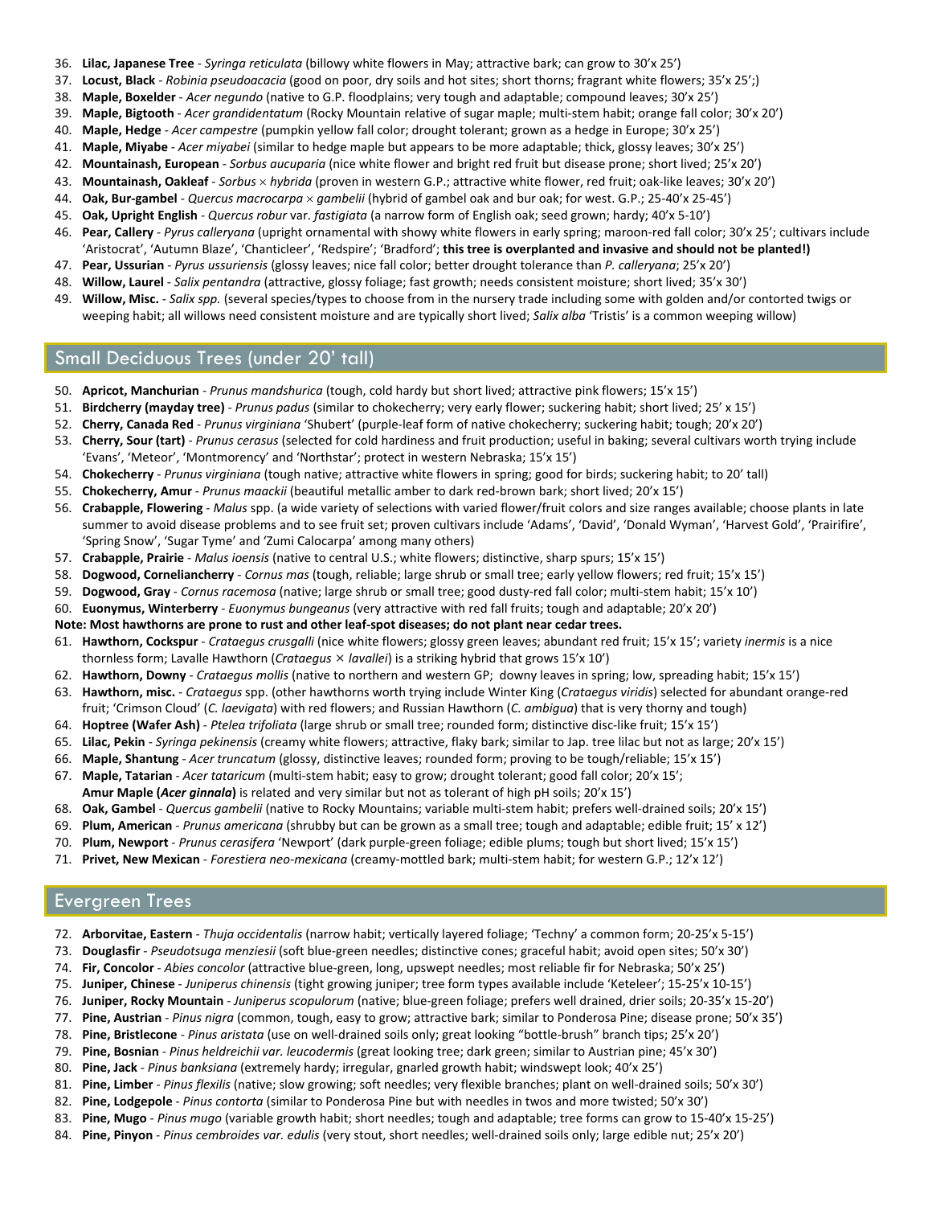36. **Lilac, Japanese Tree** - *Syringa reticulata* (billowy white flowers in May; attractive bark; can grow to 30'x 25')
37. **Locust, Black** - *Robinia pseudoacacia* (good on poor, dry soils and hot sites; short thorns; fragrant white flowers; 35'x 25';)
38. **Maple, Boxelder** - *Acer negundo* (native to G.P. floodplains; very tough and adaptable; compound leaves; 30'x 25')
39. **Maple, Bigtooth** - *Acer grandidentatum* (Rocky Mountain relative of sugar maple; multi-stem habit; orange fall color; 30'x 20')
40. **Maple, Hedge** - *Acer campestre* (pumpkin yellow fall color; drought tolerant; grown as a hedge in Europe; 30'x 25')
41. **Maple, Miyabe** - *Acer miyabei* (similar to hedge maple but appears to be more adaptable; thick, glossy leaves; 30'x 25')
42. **Mountainash, European** - *Sorbus aucuparia* (nice white flower and bright red fruit but disease prone; short lived; 25'x 20')
43. **Mountainash, Oakleaf** - *Sorbus × hybrida* (proven in western G.P.; attractive white flower, red fruit; oak-like leaves; 30'x 20')
44. **Oak, Bur-gambel** - *Quercus macrocarpa × gambelii* (hybrid of gambel oak and bur oak; for west. G.P.; 25-40'x 25-45')
45. **Oak, Upright English** - *Quercus robur* var. *fastigiata* (a narrow form of English oak; seed grown; hardy; 40'x 5-10')
46. **Pear, Callery** - *Pyrus calleryana* (upright ornamental with showy white flowers in early spring; maroon-red fall color; 30'x 25'; cultivars include 'Aristocrat', 'Autumn Blaze', 'Chanticleer', 'Redspire'; 'Bradford'; **this tree is overplanted and invasive and should not be planted!)**
47. **Pear, Ussurian** - *Pyrus ussuriensis* (glossy leaves; nice fall color; better drought tolerance than *P. calleryana*; 25'x 20')
48. **Willow, Laurel** - *Salix pentandra* (attractive, glossy foliage; fast growth; needs consistent moisture; short lived; 35'x 30')
49. **Willow, Misc.** - *Salix spp.* (several species/types to choose from in the nursery trade including some with golden and/or contorted twigs or weeping habit; all willows need consistent moisture and are typically short lived; *Salix alba* 'Tristis' is a common weeping willow)

## Small Deciduous Trees (under 20' tall)

50. **Apricot, Manchurian** - *Prunus mandshurica* (tough, cold hardy but short lived; attractive pink flowers; 15'x 15')
51. **Birdcherry (mayday tree)** - *Prunus padus* (similar to chokecherry; very early flower; suckering habit; short lived; 25' x 15')
52. **Cherry, Canada Red** - *Prunus virginiana* 'Shubert' (purple-leaf form of native chokecherry; suckering habit; tough; 20'x 20')
53. **Cherry, Sour (tart)** - *Prunus cerasus* (selected for cold hardiness and fruit production; useful in baking; several cultivars worth trying include 'Evans', 'Meteor', 'Montmorency' and 'Northstar'; protect in western Nebraska; 15'x 15')
54. **Chokecherry** - *Prunus virginiana* (tough native; attractive white flowers in spring; good for birds; suckering habit; to 20' tall)
55. **Chokecherry, Amur** - *Prunus maackii* (beautiful metallic amber to dark red-brown bark; short lived; 20'x 15')
56. **Crabapple, Flowering** - *Malus* spp. (a wide variety of selections with varied flower/fruit colors and size ranges available; choose plants in late summer to avoid disease problems and to see fruit set; proven cultivars include 'Adams', 'David', 'Donald Wyman', 'Harvest Gold', 'Prairifire', 'Spring Snow', 'Sugar Tyme' and 'Zumi Calocarpa' among many others)
57. **Crabapple, Prairie** - *Malus ioensis* (native to central U.S.; white flowers; distinctive, sharp spurs; 15'x 15')
58. **Dogwood, Corneliancherry** - *Cornus mas* (tough, reliable; large shrub or small tree; early yellow flowers; red fruit; 15'x 15')
59. **Dogwood, Gray** - *Cornus racemosa* (native; large shrub or small tree; good dusty-red fall color; multi-stem habit; 15'x 10')
60. **Euonymus, Winterberry** - *Euonymus bungeanus* (very attractive with red fall fruits; tough and adaptable; 20'x 20')

**Note: Most hawthorns are prone to rust and other leaf-spot diseases; do not plant near cedar trees.**

61. **Hawthorn, Cockspur** - *Crataegus crusgalli* (nice white flowers; glossy green leaves; abundant red fruit; 15'x 15'; variety *inermis* is a nice thornless form; Lavalle Hawthorn (*Crataegus × lavallei*) is a striking hybrid that grows 15'x 10')
62. **Hawthorn, Downy** - *Crataegus mollis* (native to northern and western GP; downy leaves in spring; low, spreading habit; 15'x 15')
63. **Hawthorn, misc.** - *Crataegus* spp. (other hawthorns worth trying include Winter King (*Crataegus viridis*) selected for abundant orange-red fruit; 'Crimson Cloud' (*C. laevigata*) with red flowers; and Russian Hawthorn (*C. ambigua*) that is very thorny and tough)
64. **Hoptree (Wafer Ash)** - *Ptelea trifoliata* (large shrub or small tree; rounded form; distinctive disc-like fruit; 15'x 15')
65. **Lilac, Pekin** - *Syringa pekinensis* (creamy white flowers; attractive, flaky bark; similar to Jap. tree lilac but not as large; 20'x 15')
66. **Maple, Shantung** - *Acer truncatum* (glossy, distinctive leaves; rounded form; proving to be tough/reliable; 15'x 15')
67. **Maple, Tatarian** - *Acer tataricum* (multi-stem habit; easy to grow; drought tolerant; good fall color; 20'x 15';
    **Amur Maple (*Acer ginnala*)** is related and very similar but not as tolerant of high pH soils; 20'x 15')
68. **Oak, Gambel** - *Quercus gambelii* (native to Rocky Mountains; variable multi-stem habit; prefers well-drained soils; 20'x 15')
69. **Plum, American** - *Prunus americana* (shrubby but can be grown as a small tree; tough and adaptable; edible fruit; 15' x 12')
70. **Plum, Newport** - *Prunus cerasifera* 'Newport' (dark purple-green foliage; edible plums; tough but short lived; 15'x 15')
71. **Privet, New Mexican** - *Forestiera neo-mexicana* (creamy-mottled bark; multi-stem habit; for western G.P.; 12'x 12')

## Evergreen Trees

72. **Arborvitae, Eastern** - *Thuja occidentalis* (narrow habit; vertically layered foliage; 'Techny' a common form; 20-25'x 5-15')
73. **Douglasfir** - *Pseudotsuga menziesii* (soft blue-green needles; distinctive cones; graceful habit; avoid open sites; 50'x 30')
74. **Fir, Concolor** - *Abies concolor* (attractive blue-green, long, upswept needles; most reliable fir for Nebraska; 50'x 25')
75. **Juniper, Chinese** - *Juniperus chinensis* (tight growing juniper; tree form types available include 'Keteleer'; 15-25'x 10-15')
76. **Juniper, Rocky Mountain** - *Juniperus scopulorum* (native; blue-green foliage; prefers well drained, drier soils; 20-35'x 15-20')
77. **Pine, Austrian** - *Pinus nigra* (common, tough, easy to grow; attractive bark; similar to Ponderosa Pine; disease prone; 50'x 35')
78. **Pine, Bristlecone** - *Pinus aristata* (use on well-drained soils only; great looking "bottle-brush" branch tips; 25'x 20')
79. **Pine, Bosnian** - *Pinus heldreichii var. leucodermis* (great looking tree; dark green; similar to Austrian pine; 45'x 30')
80. **Pine, Jack** - *Pinus banksiana* (extremely hardy; irregular, gnarled growth habit; windswept look; 40'x 25')
81. **Pine, Limber** - *Pinus flexilis* (native; slow growing; soft needles; very flexible branches; plant on well-drained soils; 50'x 30')
82. **Pine, Lodgepole** - *Pinus contorta* (similar to Ponderosa Pine but with needles in twos and more twisted; 50'x 30')
83. **Pine, Mugo** - *Pinus mugo* (variable growth habit; short needles; tough and adaptable; tree forms can grow to 15-40'x 15-25')
84. **Pine, Pinyon** - *Pinus cembroides var. edulis* (very stout, short needles; well-drained soils only; large edible nut; 25'x 20')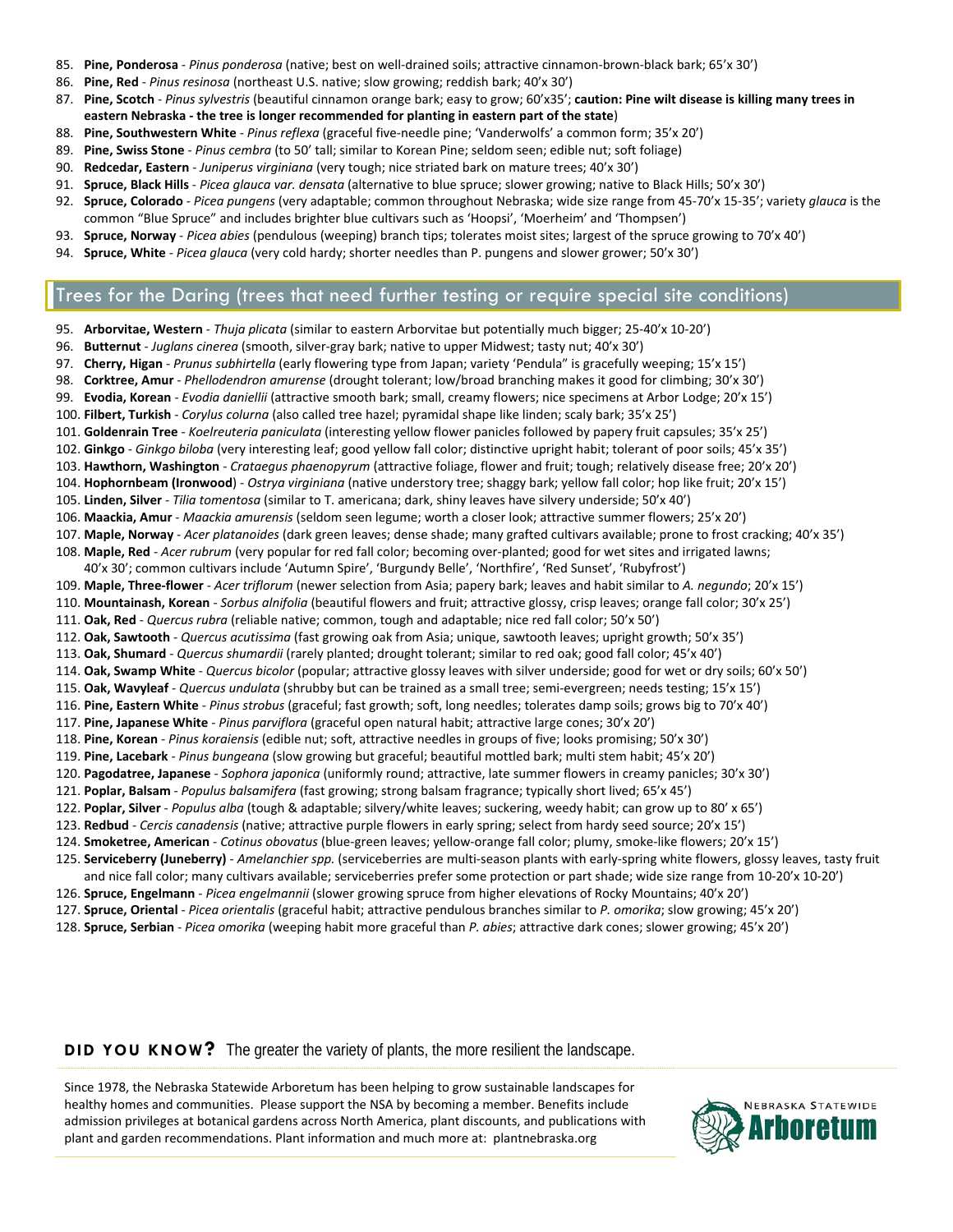85. **Pine, Ponderosa** - *Pinus ponderosa* (native; best on well-drained soils; attractive cinnamon-brown-black bark; 65'x 30')
86. **Pine, Red** - *Pinus resinosa* (northeast U.S. native; slow growing; reddish bark; 40'x 30')
87. **Pine, Scotch** - *Pinus sylvestris* (beautiful cinnamon orange bark; easy to grow; 60'x35'; **caution: Pine wilt disease is killing many trees in eastern Nebraska - the tree is longer recommended for planting in eastern part of the state**)
88. **Pine, Southwestern White** - *Pinus reflexa* (graceful five-needle pine; 'Vanderwolfs' a common form; 35'x 20')
89. **Pine, Swiss Stone** - *Pinus cembra* (to 50' tall; similar to Korean Pine; seldom seen; edible nut; soft foliage)
90. **Redcedar, Eastern** - *Juniperus virginiana* (very tough; nice striated bark on mature trees; 40'x 30')
91. **Spruce, Black Hills** - *Picea glauca var. densata* (alternative to blue spruce; slower growing; native to Black Hills; 50'x 30')
92. **Spruce, Colorado** - *Picea pungens* (very adaptable; common throughout Nebraska; wide size range from 45-70'x 15-35'; variety *glauca* is the common "Blue Spruce" and includes brighter blue cultivars such as 'Hoopsi', 'Moerheim' and 'Thompsen')
93. **Spruce, Norway** - *Picea abies* (pendulous (weeping) branch tips; tolerates moist sites; largest of the spruce growing to 70'x 40')
94. **Spruce, White** - *Picea glauca* (very cold hardy; shorter needles than P. pungens and slower grower; 50'x 30')

## Trees for the Daring (trees that need further testing or require special site conditions)

95. **Arborvitae, Western** - *Thuja plicata* (similar to eastern Arborvitae but potentially much bigger; 25-40'x 10-20')
96. **Butternut** - *Juglans cinerea* (smooth, silver-gray bark; native to upper Midwest; tasty nut; 40'x 30')
97. **Cherry, Higan** - *Prunus subhirtella* (early flowering type from Japan; variety 'Pendula" is gracefully weeping; 15'x 15')
98. **Corktree, Amur** - *Phellodendron amurense* (drought tolerant; low/broad branching makes it good for climbing; 30'x 30')
99. **Evodia, Korean** - *Evodia daniellii* (attractive smooth bark; small, creamy flowers; nice specimens at Arbor Lodge; 20'x 15')
100. **Filbert, Turkish** - *Corylus colurna* (also called tree hazel; pyramidal shape like linden; scaly bark; 35'x 25')
101. **Goldenrain Tree** - *Koelreuteria paniculata* (interesting yellow flower panicles followed by papery fruit capsules; 35'x 25')
102. **Ginkgo** - *Ginkgo biloba* (very interesting leaf; good yellow fall color; distinctive upright habit; tolerant of poor soils; 45'x 35')
103. **Hawthorn, Washington** - *Crataegus phaenopyrum* (attractive foliage, flower and fruit; tough; relatively disease free; 20'x 20')
104. **Hophornbeam (Ironwood)** - *Ostrya virginiana* (native understory tree; shaggy bark; yellow fall color; hop like fruit; 20'x 15')
105. **Linden, Silver** - *Tilia tomentosa* (similar to T. americana; dark, shiny leaves have silvery underside; 50'x 40')
106. **Maackia, Amur** - *Maackia amurensis* (seldom seen legume; worth a closer look; attractive summer flowers; 25'x 20')
107. **Maple, Norway** - *Acer platanoides* (dark green leaves; dense shade; many grafted cultivars available; prone to frost cracking; 40'x 35')
108. **Maple, Red** - *Acer rubrum* (very popular for red fall color; becoming over-planted; good for wet sites and irrigated lawns; 40'x 30'; common cultivars include 'Autumn Spire', 'Burgundy Belle', 'Northfire', 'Red Sunset', 'Rubyfrost')
109. **Maple, Three-flower** - *Acer triflorum* (newer selection from Asia; papery bark; leaves and habit similar to *A. negundo*; 20'x 15')
110. **Mountainash, Korean** - *Sorbus alnifolia* (beautiful flowers and fruit; attractive glossy, crisp leaves; orange fall color; 30'x 25')
111. **Oak, Red** - *Quercus rubra* (reliable native; common, tough and adaptable; nice red fall color; 50'x 50')
112. **Oak, Sawtooth** - *Quercus acutissima* (fast growing oak from Asia; unique, sawtooth leaves; upright growth; 50'x 35')
113. **Oak, Shumard** - *Quercus shumardii* (rarely planted; drought tolerant; similar to red oak; good fall color; 45'x 40')
114. **Oak, Swamp White** - *Quercus bicolor* (popular; attractive glossy leaves with silver underside; good for wet or dry soils; 60'x 50')
115. **Oak, Wavyleaf** - *Quercus undulata* (shrubby but can be trained as a small tree; semi-evergreen; needs testing; 15'x 15')
116. **Pine, Eastern White** - *Pinus strobus* (graceful; fast growth; soft, long needles; tolerates damp soils; grows big to 70'x 40')
117. **Pine, Japanese White** - *Pinus parviflora* (graceful open natural habit; attractive large cones; 30'x 20')
118. **Pine, Korean** - *Pinus koraiensis* (edible nut; soft, attractive needles in groups of five; looks promising; 50'x 30')
119. **Pine, Lacebark** - *Pinus bungeana* (slow growing but graceful; beautiful mottled bark; multi stem habit; 45'x 20')
120. **Pagodatree, Japanese** - *Sophora japonica* (uniformly round; attractive, late summer flowers in creamy panicles; 30'x 30')
121. **Poplar, Balsam** - *Populus balsamifera* (fast growing; strong balsam fragrance; typically short lived; 65'x 45')
122. **Poplar, Silver** - *Populus alba* (tough & adaptable; silvery/white leaves; suckering, weedy habit; can grow up to 80' x 65')
123. **Redbud** - *Cercis canadensis* (native; attractive purple flowers in early spring; select from hardy seed source; 20'x 15')
124. **Smoketree, American** - *Cotinus obovatus* (blue-green leaves; yellow-orange fall color; plumy, smoke-like flowers; 20'x 15')
125. **Serviceberry (Juneberry)** - *Amelanchier spp.* (serviceberries are multi-season plants with early-spring white flowers, glossy leaves, tasty fruit and nice fall color; many cultivars available; serviceberries prefer some protection or part shade; wide size range from 10-20'x 10-20')
126. **Spruce, Engelmann** - *Picea engelmannii* (slower growing spruce from higher elevations of Rocky Mountains; 40'x 20')
127. **Spruce, Oriental** - *Picea orientalis* (graceful habit; attractive pendulous branches similar to *P. omorika*; slow growing; 45'x 20')
128. **Spruce, Serbian** - *Picea omorika* (weeping habit more graceful than *P. abies*; attractive dark cones; slower growing; 45'x 20')

**DID YOU KNOW?** The greater the variety of plants, the more resilient the landscape.

Since 1978, the Nebraska Statewide Arboretum has been helping to grow sustainable landscapes for healthy homes and communities. Please support the NSA by becoming a member. Benefits include admission privileges at botanical gardens across North America, plant discounts, and publications with plant and garden recommendations. Plant information and much more at: plantnebraska.org

Nebraska Statewide Arboretum